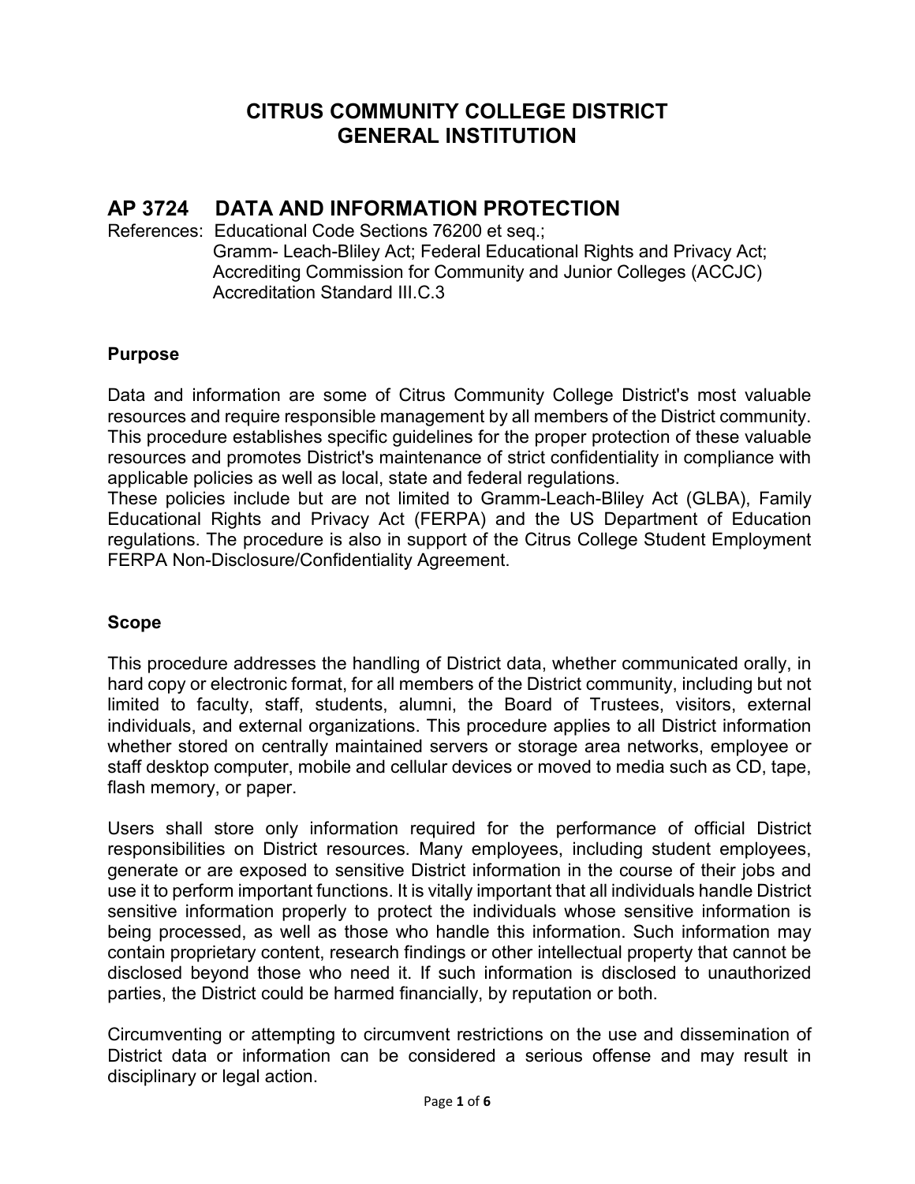# CITRUS COMMUNITY COLLEGE DISTRICT
# GENERAL INSTITUTION

## AP 3724 DATA AND INFORMATION PROTECTION

References: Educational Code Sections 76200 et seq.;
Gramm- Leach-Bliley Act; Federal Educational Rights and Privacy Act;
Accrediting Commission for Community and Junior Colleges (ACCJC)
Accreditation Standard III.C.3

### Purpose

Data and information are some of Citrus Community College District's most valuable resources and require responsible management by all members of the District community. This procedure establishes specific guidelines for the proper protection of these valuable resources and promotes District's maintenance of strict confidentiality in compliance with applicable policies as well as local, state and federal regulations.
These policies include but are not limited to Gramm-Leach-Bliley Act (GLBA), Family Educational Rights and Privacy Act (FERPA) and the US Department of Education regulations. The procedure is also in support of the Citrus College Student Employment FERPA Non-Disclosure/Confidentiality Agreement.

### Scope

This procedure addresses the handling of District data, whether communicated orally, in hard copy or electronic format, for all members of the District community, including but not limited to faculty, staff, students, alumni, the Board of Trustees, visitors, external individuals, and external organizations. This procedure applies to all District information whether stored on centrally maintained servers or storage area networks, employee or staff desktop computer, mobile and cellular devices or moved to media such as CD, tape, flash memory, or paper.

Users shall store only information required for the performance of official District responsibilities on District resources. Many employees, including student employees, generate or are exposed to sensitive District information in the course of their jobs and use it to perform important functions. It is vitally important that all individuals handle District sensitive information properly to protect the individuals whose sensitive information is being processed, as well as those who handle this information. Such information may contain proprietary content, research findings or other intellectual property that cannot be disclosed beyond those who need it. If such information is disclosed to unauthorized parties, the District could be harmed financially, by reputation or both.

Circumventing or attempting to circumvent restrictions on the use and dissemination of District data or information can be considered a serious offense and may result in disciplinary or legal action.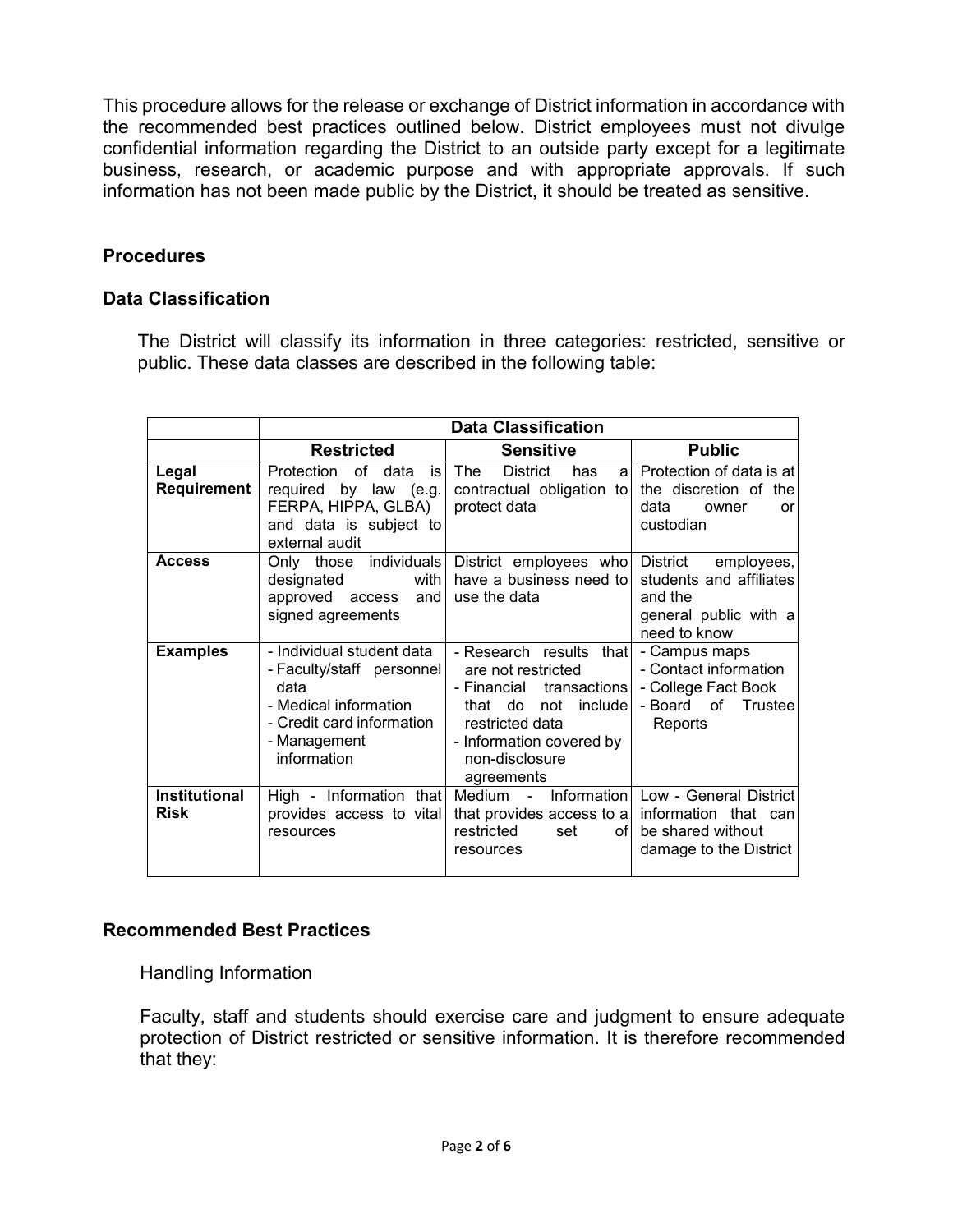This procedure allows for the release or exchange of District information in accordance with the recommended best practices outlined below. District employees must not divulge confidential information regarding the District to an outside party except for a legitimate business, research, or academic purpose and with appropriate approvals. If such information has not been made public by the District, it should be treated as sensitive.

## Procedures

### Data Classification

The District will classify its information in three categories: restricted, sensitive or public. These data classes are described in the following table:

| | Data Classification | | |
|---|---|---|---|
| | **Restricted** | **Sensitive** | **Public** |
| **Legal Requirement** | Protection of data is required by law (e.g. FERPA, HIPPA, GLBA) and data is subject to external audit | The District has a contractual obligation to protect data | Protection of data is at the discretion of the data owner or custodian |
| **Access** | Only those individuals designated with approved access and signed agreements | District employees who have a business need to use the data | District employees, students and affiliates and the general public with a need to know |
| **Examples** | - Individual student data<br>- Faculty/staff personnel data<br>- Medical information<br>- Credit card information<br>- Management information | - Research results that are not restricted<br>- Financial transactions that do not include restricted data<br>- Information covered by non-disclosure agreements | - Campus maps<br>- Contact information<br>- College Fact Book<br>- Board of Trustee Reports |
| **Institutional Risk** | High - Information that provides access to vital resources | Medium - Information that provides access to a restricted set of resources | Low - General District information that can be shared without damage to the District |

### Recommended Best Practices

Handling Information

Faculty, staff and students should exercise care and judgment to ensure adequate protection of District restricted or sensitive information. It is therefore recommended that they: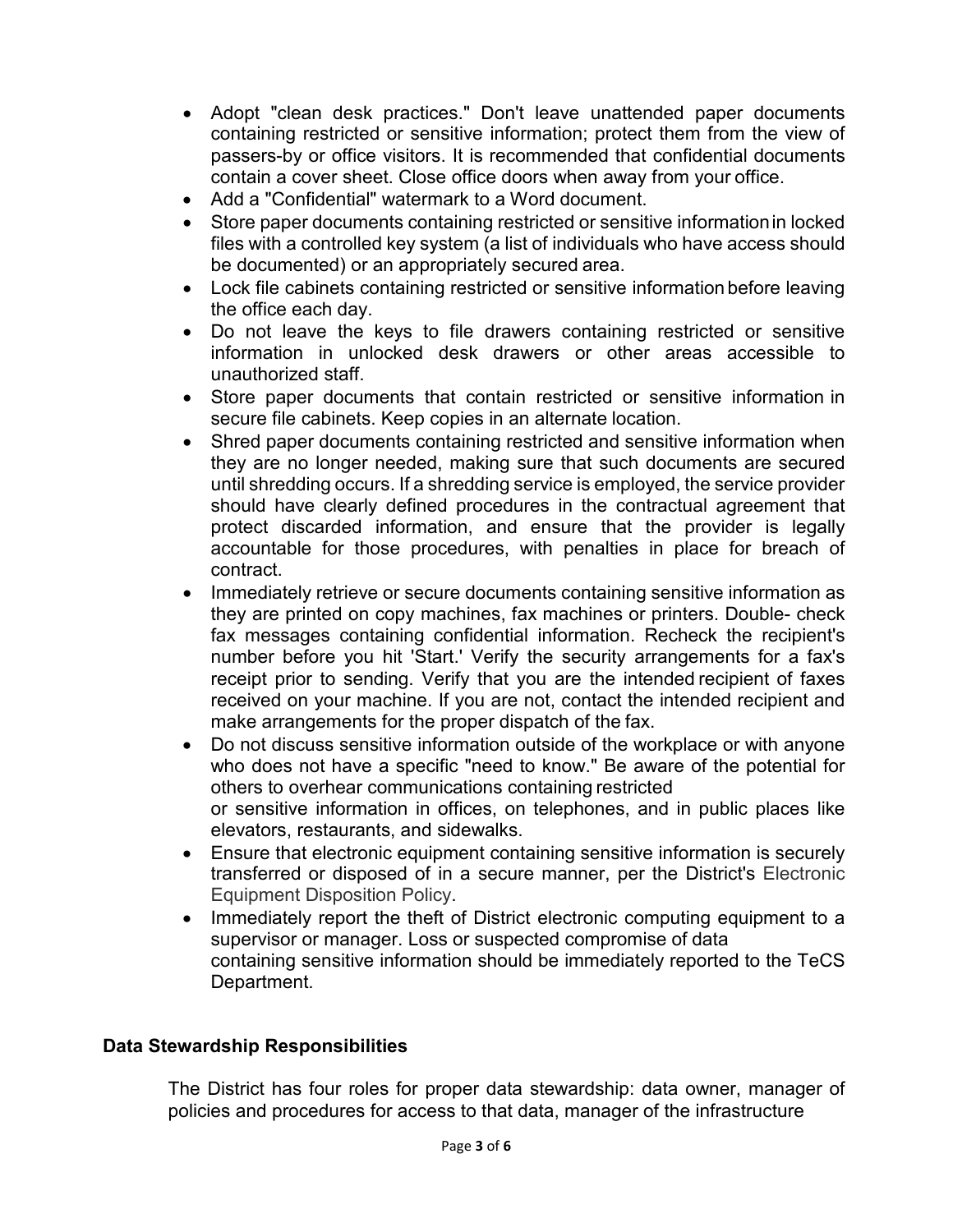- Adopt "clean desk practices." Don't leave unattended paper documents containing restricted or sensitive information; protect them from the view of passers-by or office visitors. It is recommended that confidential documents contain a cover sheet. Close office doors when away from your office.
- Add a "Confidential" watermark to a Word document.
- Store paper documents containing restricted or sensitive information in locked files with a controlled key system (a list of individuals who have access should be documented) or an appropriately secured area.
- Lock file cabinets containing restricted or sensitive information before leaving the office each day.
- Do not leave the keys to file drawers containing restricted or sensitive information in unlocked desk drawers or other areas accessible to unauthorized staff.
- Store paper documents that contain restricted or sensitive information in secure file cabinets. Keep copies in an alternate location.
- Shred paper documents containing restricted and sensitive information when they are no longer needed, making sure that such documents are secured until shredding occurs. If a shredding service is employed, the service provider should have clearly defined procedures in the contractual agreement that protect discarded information, and ensure that the provider is legally accountable for those procedures, with penalties in place for breach of contract.
- Immediately retrieve or secure documents containing sensitive information as they are printed on copy machines, fax machines or printers. Double- check fax messages containing confidential information. Recheck the recipient's number before you hit 'Start.' Verify the security arrangements for a fax's receipt prior to sending. Verify that you are the intended recipient of faxes received on your machine. If you are not, contact the intended recipient and make arrangements for the proper dispatch of the fax.
- Do not discuss sensitive information outside of the workplace or with anyone who does not have a specific "need to know." Be aware of the potential for others to overhear communications containing restricted or sensitive information in offices, on telephones, and in public places like elevators, restaurants, and sidewalks.
- Ensure that electronic equipment containing sensitive information is securely transferred or disposed of in a secure manner, per the District's Electronic Equipment Disposition Policy.
- Immediately report the theft of District electronic computing equipment to a supervisor or manager. Loss or suspected compromise of data containing sensitive information should be immediately reported to the TeCS Department.

## Data Stewardship Responsibilities

The District has four roles for proper data stewardship: data owner, manager of policies and procedures for access to that data, manager of the infrastructure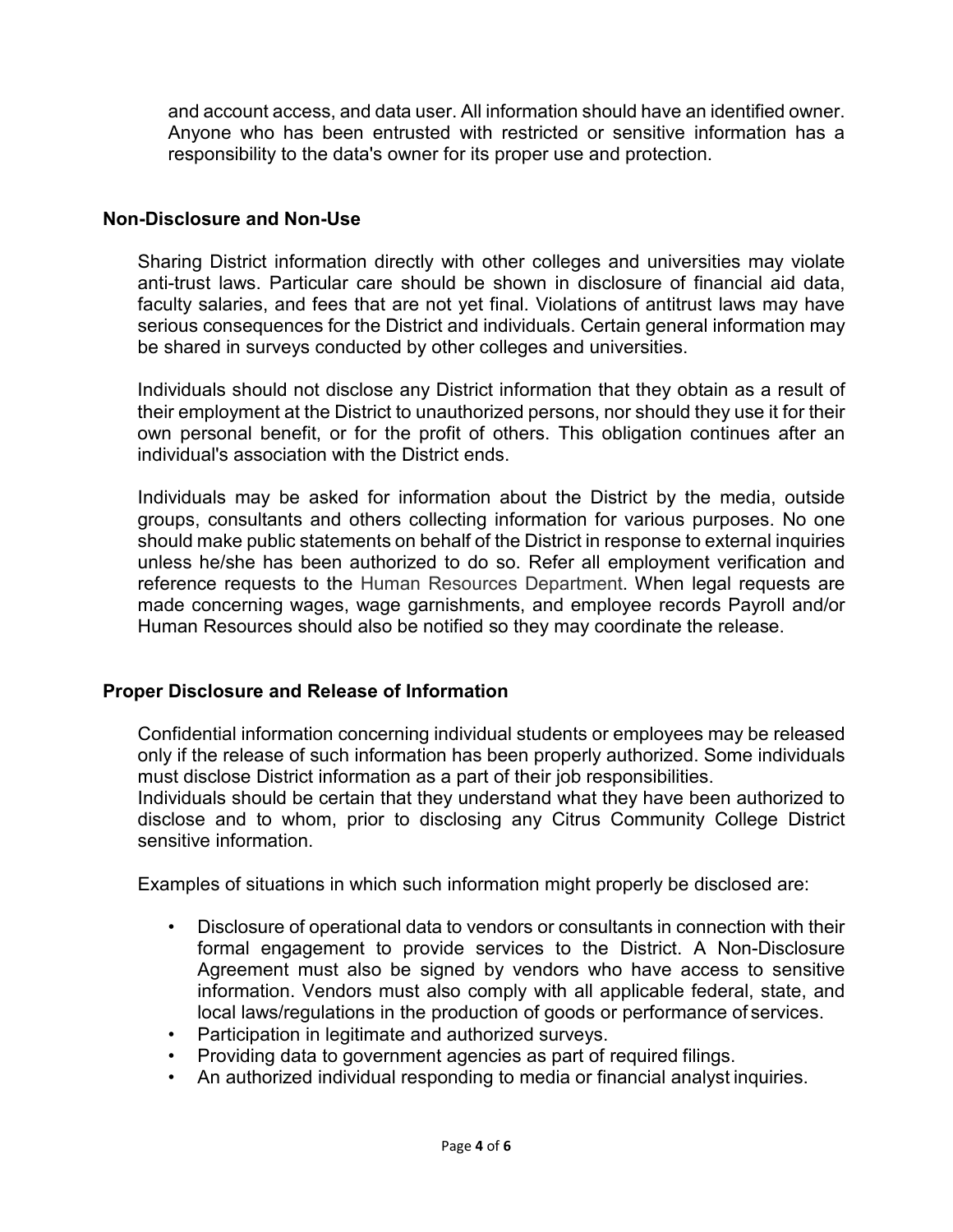and account access, and data user. All information should have an identified owner. Anyone who has been entrusted with restricted or sensitive information has a responsibility to the data's owner for its proper use and protection.

## Non-Disclosure and Non-Use

Sharing District information directly with other colleges and universities may violate anti-trust laws. Particular care should be shown in disclosure of financial aid data, faculty salaries, and fees that are not yet final. Violations of antitrust laws may have serious consequences for the District and individuals. Certain general information may be shared in surveys conducted by other colleges and universities.

Individuals should not disclose any District information that they obtain as a result of their employment at the District to unauthorized persons, nor should they use it for their own personal benefit, or for the profit of others. This obligation continues after an individual's association with the District ends.

Individuals may be asked for information about the District by the media, outside groups, consultants and others collecting information for various purposes. No one should make public statements on behalf of the District in response to external inquiries unless he/she has been authorized to do so. Refer all employment verification and reference requests to the Human Resources Department. When legal requests are made concerning wages, wage garnishments, and employee records Payroll and/or Human Resources should also be notified so they may coordinate the release.

## Proper Disclosure and Release of Information

Confidential information concerning individual students or employees may be released only if the release of such information has been properly authorized. Some individuals must disclose District information as a part of their job responsibilities.
Individuals should be certain that they understand what they have been authorized to disclose and to whom, prior to disclosing any Citrus Community College District sensitive information.

Examples of situations in which such information might properly be disclosed are:

- Disclosure of operational data to vendors or consultants in connection with their formal engagement to provide services to the District. A Non-Disclosure Agreement must also be signed by vendors who have access to sensitive information. Vendors must also comply with all applicable federal, state, and local laws/regulations in the production of goods or performance of services.
- Participation in legitimate and authorized surveys.
- Providing data to government agencies as part of required filings.
- An authorized individual responding to media or financial analyst inquiries.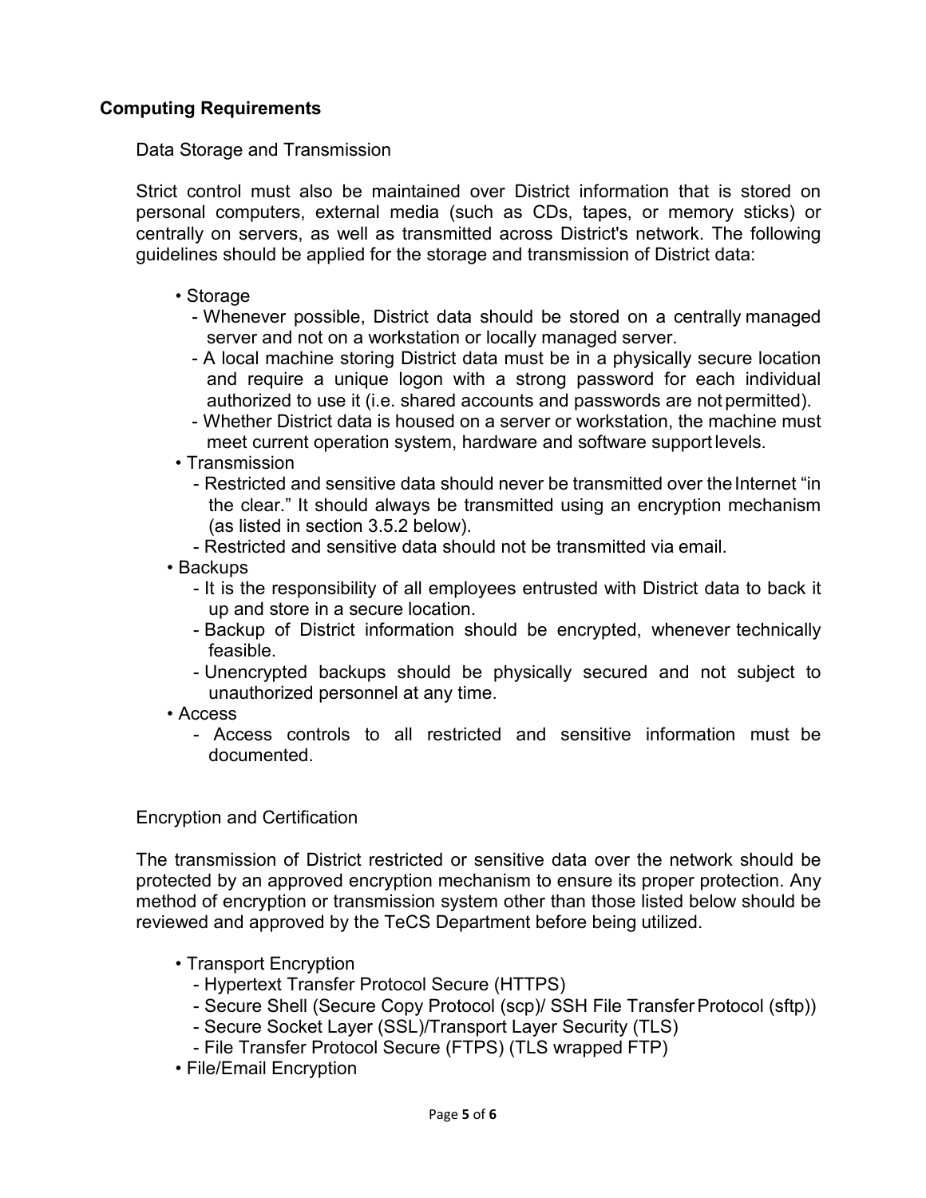## Computing Requirements

### Data Storage and Transmission

Strict control must also be maintained over District information that is stored on personal computers, external media (such as CDs, tapes, or memory sticks) or centrally on servers, as well as transmitted across District's network. The following guidelines should be applied for the storage and transmission of District data:

- Storage
  - Whenever possible, District data should be stored on a centrally managed server and not on a workstation or locally managed server.
  - A local machine storing District data must be in a physically secure location and require a unique logon with a strong password for each individual authorized to use it (i.e. shared accounts and passwords are not permitted).
  - Whether District data is housed on a server or workstation, the machine must meet current operation system, hardware and software support levels.
- Transmission
  - Restricted and sensitive data should never be transmitted over the Internet "in the clear." It should always be transmitted using an encryption mechanism (as listed in section 3.5.2 below).
  - Restricted and sensitive data should not be transmitted via email.
- Backups
  - It is the responsibility of all employees entrusted with District data to back it up and store in a secure location.
  - Backup of District information should be encrypted, whenever technically feasible.
  - Unencrypted backups should be physically secured and not subject to unauthorized personnel at any time.
- Access
  - Access controls to all restricted and sensitive information must be documented.

### Encryption and Certification

The transmission of District restricted or sensitive data over the network should be protected by an approved encryption mechanism to ensure its proper protection. Any method of encryption or transmission system other than those listed below should be reviewed and approved by the TeCS Department before being utilized.

- Transport Encryption
  - Hypertext Transfer Protocol Secure (HTTPS)
  - Secure Shell (Secure Copy Protocol (scp)/ SSH File Transfer Protocol (sftp))
  - Secure Socket Layer (SSL)/Transport Layer Security (TLS)
  - File Transfer Protocol Secure (FTPS) (TLS wrapped FTP)
- File/Email Encryption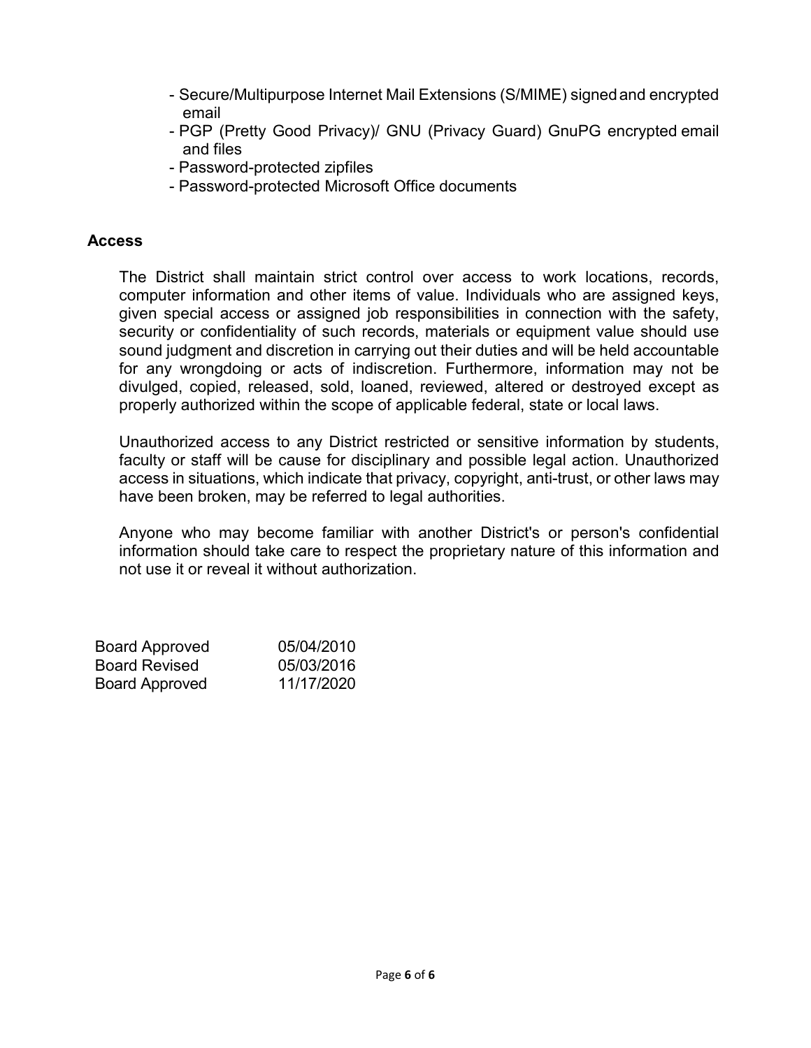- Secure/Multipurpose Internet Mail Extensions (S/MIME) signed and encrypted email
- PGP (Pretty Good Privacy)/ GNU (Privacy Guard) GnuPG encrypted email and files
- Password-protected zipfiles
- Password-protected Microsoft Office documents

## Access

The District shall maintain strict control over access to work locations, records, computer information and other items of value. Individuals who are assigned keys, given special access or assigned job responsibilities in connection with the safety, security or confidentiality of such records, materials or equipment value should use sound judgment and discretion in carrying out their duties and will be held accountable for any wrongdoing or acts of indiscretion. Furthermore, information may not be divulged, copied, released, sold, loaned, reviewed, altered or destroyed except as properly authorized within the scope of applicable federal, state or local laws.

Unauthorized access to any District restricted or sensitive information by students, faculty or staff will be cause for disciplinary and possible legal action. Unauthorized access in situations, which indicate that privacy, copyright, anti-trust, or other laws may have been broken, may be referred to legal authorities.

Anyone who may become familiar with another District's or person's confidential information should take care to respect the proprietary nature of this information and not use it or reveal it without authorization.

| | |
|---|---|
| Board Approved | 05/04/2010 |
| Board Revised | 05/03/2016 |
| Board Approved | 11/17/2020 |